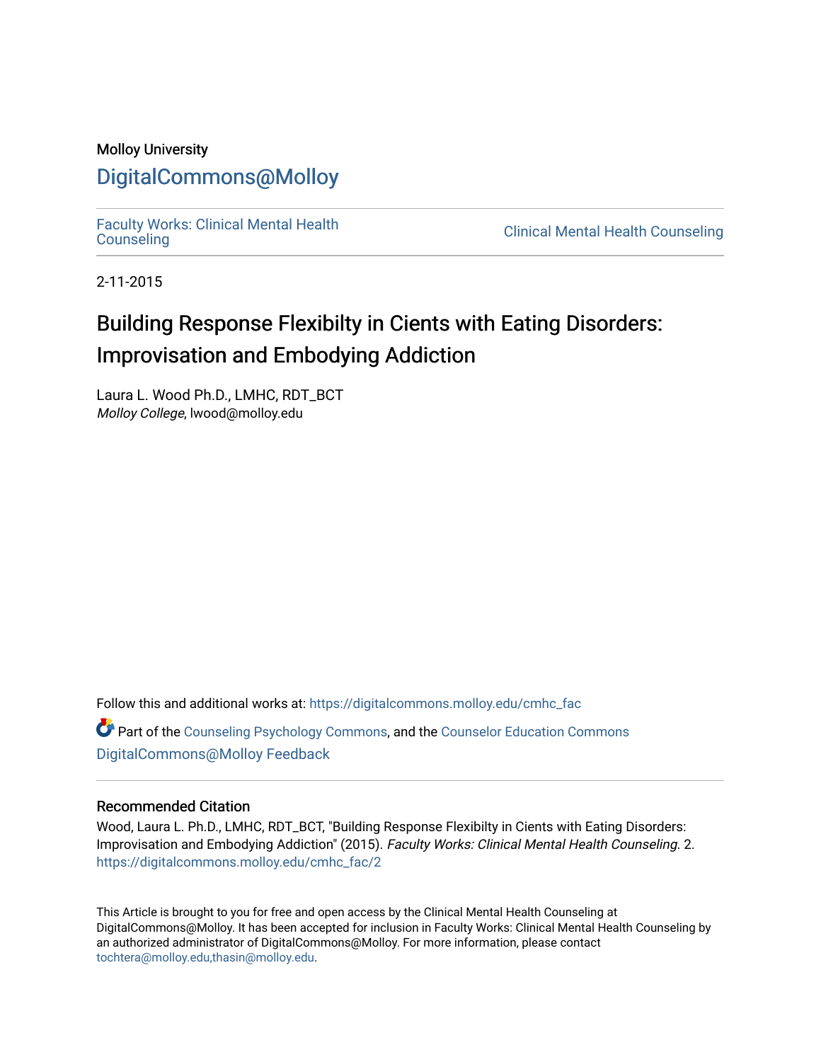Molloy University

# DigitalCommons@Molloy

Faculty Works: Clinical Mental Health Counseling

Clinical Mental Health Counseling

2-11-2015

# Building Response Flexibilty in Cients with Eating Disorders: Improvisation and Embodying Addiction

Laura L. Wood Ph.D., LMHC, RDT_BCT
*Molloy College*, lwood@molloy.edu

Follow this and additional works at: https://digitalcommons.molloy.edu/cmhc_fac

Part of the Counseling Psychology Commons, and the Counselor Education Commons

DigitalCommons@Molloy Feedback

## Recommended Citation

Wood, Laura L. Ph.D., LMHC, RDT_BCT, "Building Response Flexibilty in Cients with Eating Disorders: Improvisation and Embodying Addiction" (2015). *Faculty Works: Clinical Mental Health Counseling*. 2.
https://digitalcommons.molloy.edu/cmhc_fac/2

This Article is brought to you for free and open access by the Clinical Mental Health Counseling at DigitalCommons@Molloy. It has been accepted for inclusion in Faculty Works: Clinical Mental Health Counseling by an authorized administrator of DigitalCommons@Molloy. For more information, please contact tochtera@molloy.edu,thasin@molloy.edu.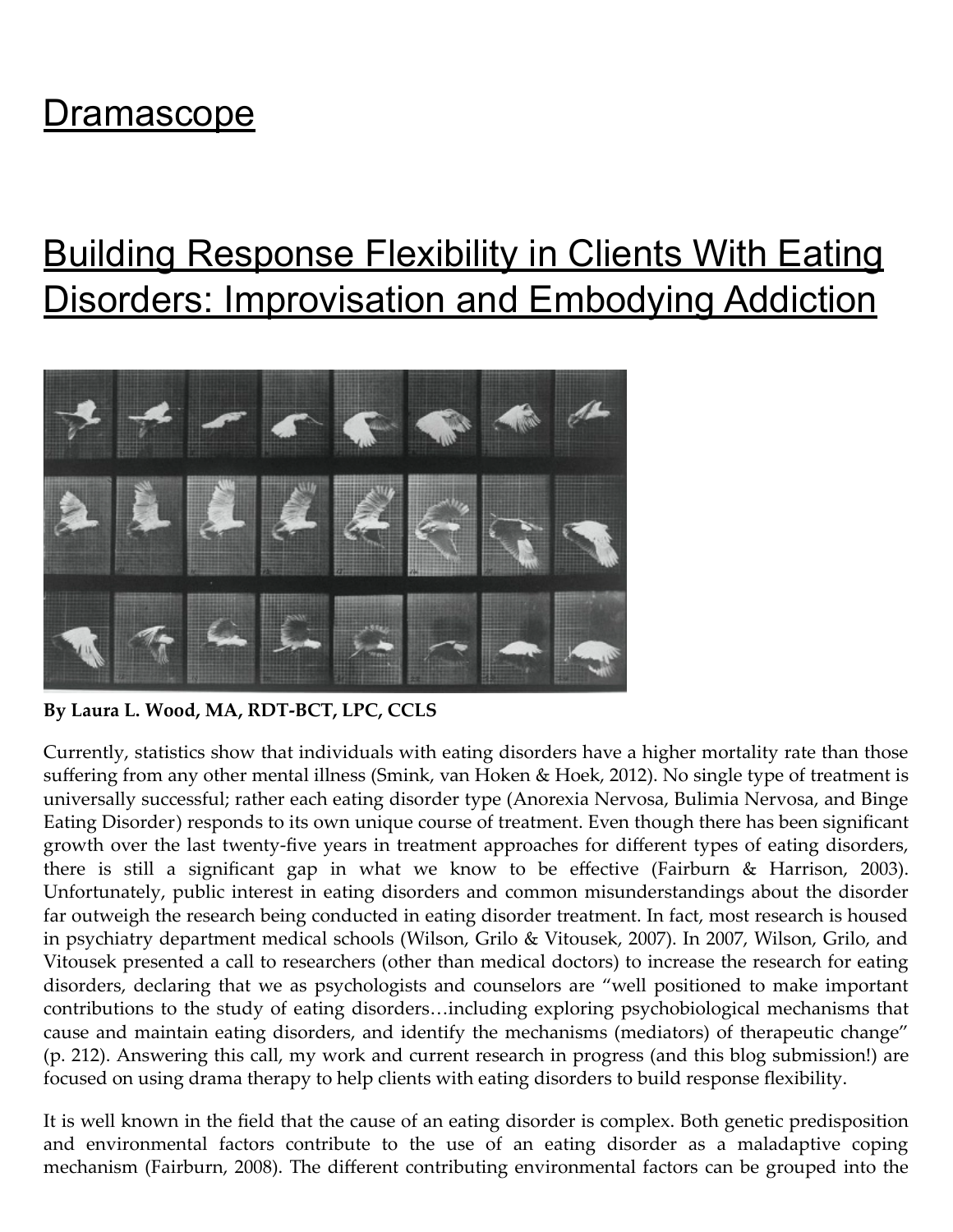# Dramascope

## Building Response Flexibility in Clients With Eating Disorders: Improvisation and Embodying Addiction

**By Laura L. Wood, MA, RDT-BCT, LPC, CCLS**

Currently, statistics show that individuals with eating disorders have a higher mortality rate than those suffering from any other mental illness (Smink, van Hoken & Hoek, 2012). No single type of treatment is universally successful; rather each eating disorder type (Anorexia Nervosa, Bulimia Nervosa, and Binge Eating Disorder) responds to its own unique course of treatment. Even though there has been significant growth over the last twenty-five years in treatment approaches for different types of eating disorders, there is still a significant gap in what we know to be effective (Fairburn & Harrison, 2003). Unfortunately, public interest in eating disorders and common misunderstandings about the disorder far outweigh the research being conducted in eating disorder treatment. In fact, most research is housed in psychiatry department medical schools (Wilson, Grilo & Vitousek, 2007). In 2007, Wilson, Grilo, and Vitousek presented a call to researchers (other than medical doctors) to increase the research for eating disorders, declaring that we as psychologists and counselors are "well positioned to make important contributions to the study of eating disorders…including exploring psychobiological mechanisms that cause and maintain eating disorders, and identify the mechanisms (mediators) of therapeutic change" (p. 212). Answering this call, my work and current research in progress (and this blog submission!) are focused on using drama therapy to help clients with eating disorders to build response flexibility.

It is well known in the field that the cause of an eating disorder is complex. Both genetic predisposition and environmental factors contribute to the use of an eating disorder as a maladaptive coping mechanism (Fairburn, 2008). The different contributing environmental factors can be grouped into the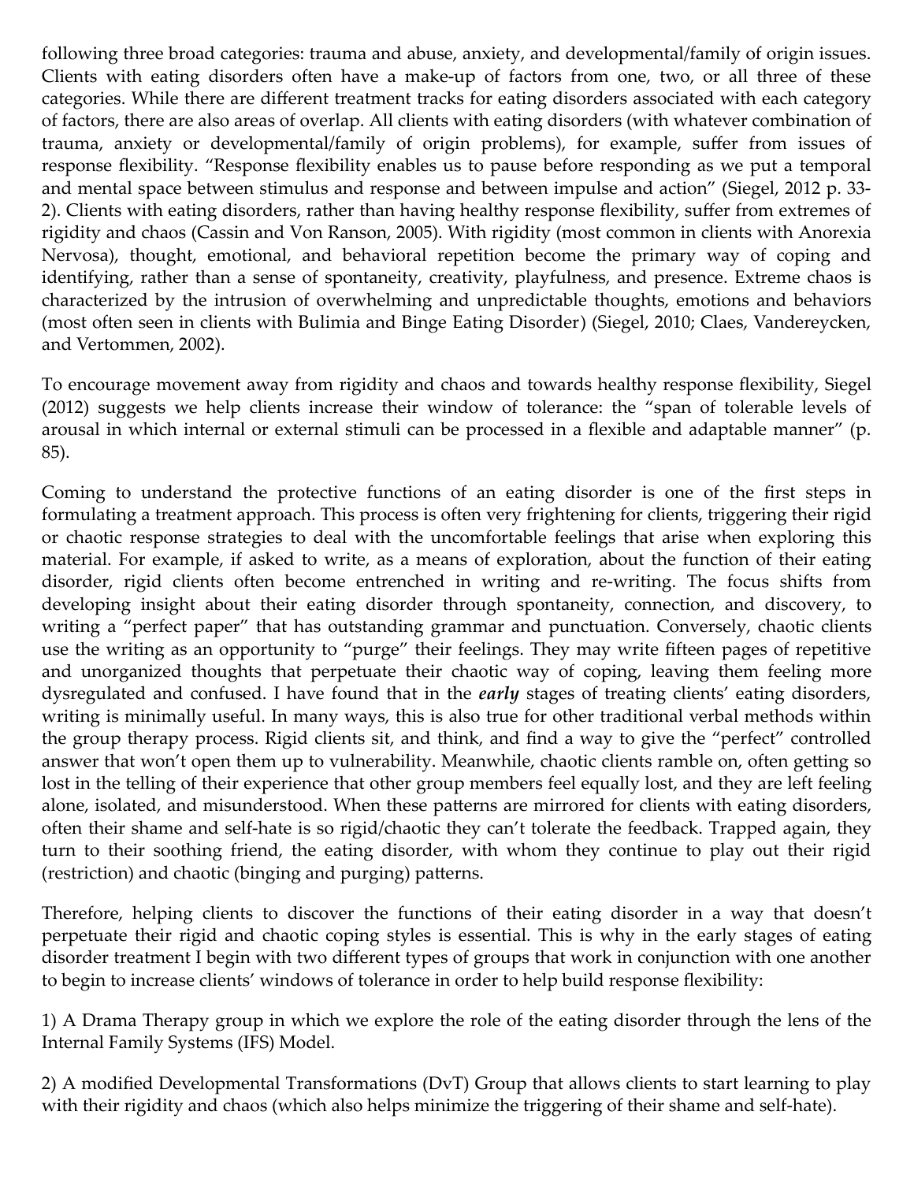following three broad categories: trauma and abuse, anxiety, and developmental/family of origin issues. Clients with eating disorders often have a make-up of factors from one, two, or all three of these categories. While there are different treatment tracks for eating disorders associated with each category of factors, there are also areas of overlap. All clients with eating disorders (with whatever combination of trauma, anxiety or developmental/family of origin problems), for example, suffer from issues of response flexibility. "Response flexibility enables us to pause before responding as we put a temporal and mental space between stimulus and response and between impulse and action" (Siegel, 2012 p. 33-2). Clients with eating disorders, rather than having healthy response flexibility, suffer from extremes of rigidity and chaos (Cassin and Von Ranson, 2005). With rigidity (most common in clients with Anorexia Nervosa), thought, emotional, and behavioral repetition become the primary way of coping and identifying, rather than a sense of spontaneity, creativity, playfulness, and presence. Extreme chaos is characterized by the intrusion of overwhelming and unpredictable thoughts, emotions and behaviors (most often seen in clients with Bulimia and Binge Eating Disorder) (Siegel, 2010; Claes, Vandereycken, and Vertommen, 2002).

To encourage movement away from rigidity and chaos and towards healthy response flexibility, Siegel (2012) suggests we help clients increase their window of tolerance: the "span of tolerable levels of arousal in which internal or external stimuli can be processed in a flexible and adaptable manner" (p. 85).

Coming to understand the protective functions of an eating disorder is one of the first steps in formulating a treatment approach. This process is often very frightening for clients, triggering their rigid or chaotic response strategies to deal with the uncomfortable feelings that arise when exploring this material. For example, if asked to write, as a means of exploration, about the function of their eating disorder, rigid clients often become entrenched in writing and re-writing. The focus shifts from developing insight about their eating disorder through spontaneity, connection, and discovery, to writing a "perfect paper" that has outstanding grammar and punctuation. Conversely, chaotic clients use the writing as an opportunity to "purge" their feelings. They may write fifteen pages of repetitive and unorganized thoughts that perpetuate their chaotic way of coping, leaving them feeling more dysregulated and confused. I have found that in the ***early*** stages of treating clients' eating disorders, writing is minimally useful. In many ways, this is also true for other traditional verbal methods within the group therapy process. Rigid clients sit, and think, and find a way to give the "perfect" controlled answer that won't open them up to vulnerability. Meanwhile, chaotic clients ramble on, often getting so lost in the telling of their experience that other group members feel equally lost, and they are left feeling alone, isolated, and misunderstood. When these patterns are mirrored for clients with eating disorders, often their shame and self-hate is so rigid/chaotic they can't tolerate the feedback. Trapped again, they turn to their soothing friend, the eating disorder, with whom they continue to play out their rigid (restriction) and chaotic (binging and purging) patterns.

Therefore, helping clients to discover the functions of their eating disorder in a way that doesn't perpetuate their rigid and chaotic coping styles is essential. This is why in the early stages of eating disorder treatment I begin with two different types of groups that work in conjunction with one another to begin to increase clients' windows of tolerance in order to help build response flexibility:

1) A Drama Therapy group in which we explore the role of the eating disorder through the lens of the Internal Family Systems (IFS) Model.

2) A modified Developmental Transformations (DvT) Group that allows clients to start learning to play with their rigidity and chaos (which also helps minimize the triggering of their shame and self-hate).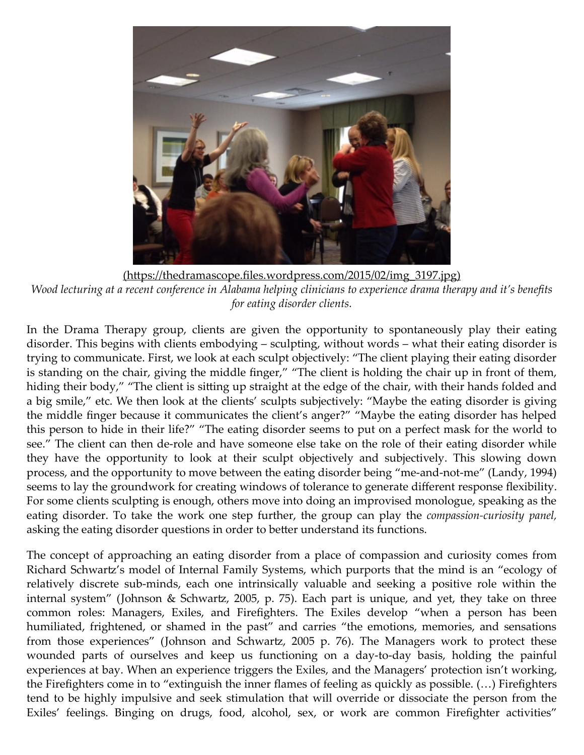(https://thedramascope.files.wordpress.com/2015/02/img_3197.jpg)

*Wood lecturing at a recent conference in Alabama helping clinicians to experience drama therapy and it's benefits for eating disorder clients.*

In the Drama Therapy group, clients are given the opportunity to spontaneously play their eating disorder. This begins with clients embodying – sculpting, without words – what their eating disorder is trying to communicate. First, we look at each sculpt objectively: "The client playing their eating disorder is standing on the chair, giving the middle finger," "The client is holding the chair up in front of them, hiding their body," "The client is sitting up straight at the edge of the chair, with their hands folded and a big smile," etc. We then look at the clients' sculpts subjectively: "Maybe the eating disorder is giving the middle finger because it communicates the client's anger?" "Maybe the eating disorder has helped this person to hide in their life?" "The eating disorder seems to put on a perfect mask for the world to see." The client can then de-role and have someone else take on the role of their eating disorder while they have the opportunity to look at their sculpt objectively and subjectively. This slowing down process, and the opportunity to move between the eating disorder being "me-and-not-me" (Landy, 1994) seems to lay the groundwork for creating windows of tolerance to generate different response flexibility. For some clients sculpting is enough, others move into doing an improvised monologue, speaking as the eating disorder. To take the work one step further, the group can play the *compassion-curiosity panel,* asking the eating disorder questions in order to better understand its functions.

The concept of approaching an eating disorder from a place of compassion and curiosity comes from Richard Schwartz's model of Internal Family Systems, which purports that the mind is an "ecology of relatively discrete sub-minds, each one intrinsically valuable and seeking a positive role within the internal system" (Johnson & Schwartz, 2005, p. 75). Each part is unique, and yet, they take on three common roles: Managers, Exiles, and Firefighters. The Exiles develop "when a person has been humiliated, frightened, or shamed in the past" and carries "the emotions, memories, and sensations from those experiences" (Johnson and Schwartz, 2005 p. 76). The Managers work to protect these wounded parts of ourselves and keep us functioning on a day-to-day basis, holding the painful experiences at bay. When an experience triggers the Exiles, and the Managers' protection isn't working, the Firefighters come in to "extinguish the inner flames of feeling as quickly as possible. (…) Firefighters tend to be highly impulsive and seek stimulation that will override or dissociate the person from the Exiles' feelings. Binging on drugs, food, alcohol, sex, or work are common Firefighter activities"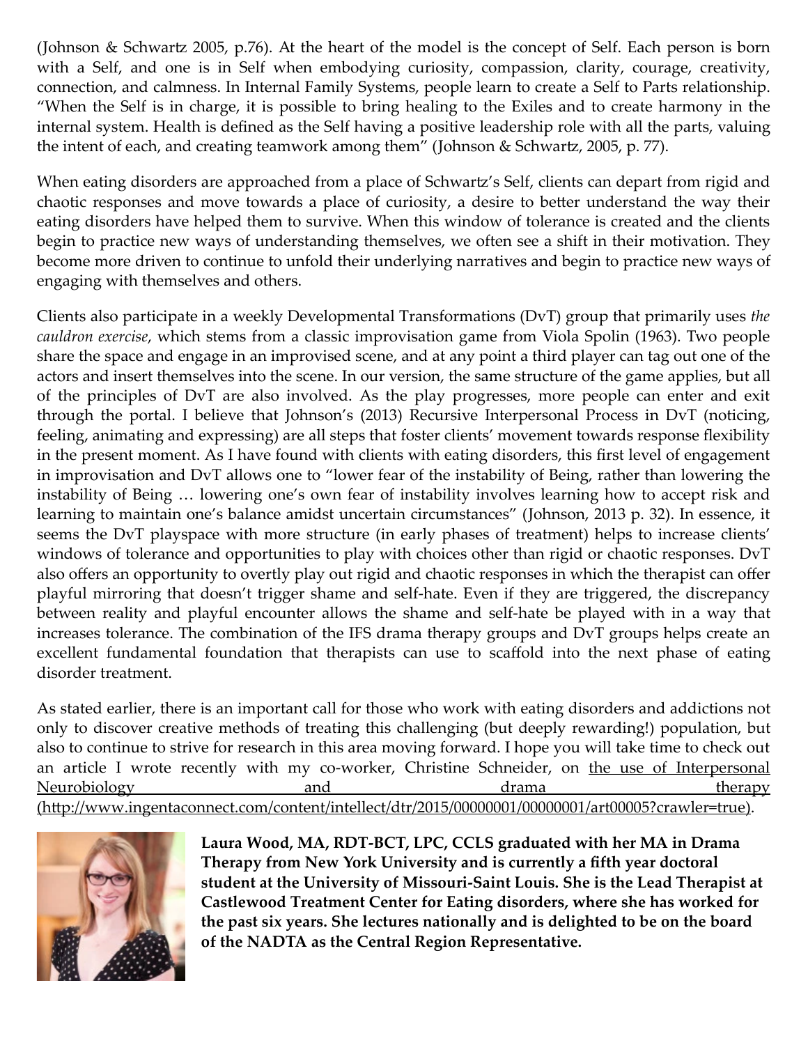(Johnson & Schwartz 2005, p.76). At the heart of the model is the concept of Self. Each person is born with a Self, and one is in Self when embodying curiosity, compassion, clarity, courage, creativity, connection, and calmness. In Internal Family Systems, people learn to create a Self to Parts relationship. "When the Self is in charge, it is possible to bring healing to the Exiles and to create harmony in the internal system. Health is defined as the Self having a positive leadership role with all the parts, valuing the intent of each, and creating teamwork among them" (Johnson & Schwartz, 2005, p. 77).

When eating disorders are approached from a place of Schwartz's Self, clients can depart from rigid and chaotic responses and move towards a place of curiosity, a desire to better understand the way their eating disorders have helped them to survive. When this window of tolerance is created and the clients begin to practice new ways of understanding themselves, we often see a shift in their motivation. They become more driven to continue to unfold their underlying narratives and begin to practice new ways of engaging with themselves and others.

Clients also participate in a weekly Developmental Transformations (DvT) group that primarily uses *the cauldron exercise*, which stems from a classic improvisation game from Viola Spolin (1963). Two people share the space and engage in an improvised scene, and at any point a third player can tag out one of the actors and insert themselves into the scene. In our version, the same structure of the game applies, but all of the principles of DvT are also involved. As the play progresses, more people can enter and exit through the portal. I believe that Johnson's (2013) Recursive Interpersonal Process in DvT (noticing, feeling, animating and expressing) are all steps that foster clients' movement towards response flexibility in the present moment. As I have found with clients with eating disorders, this first level of engagement in improvisation and DvT allows one to "lower fear of the instability of Being, rather than lowering the instability of Being … lowering one's own fear of instability involves learning how to accept risk and learning to maintain one's balance amidst uncertain circumstances" (Johnson, 2013 p. 32). In essence, it seems the DvT playspace with more structure (in early phases of treatment) helps to increase clients' windows of tolerance and opportunities to play with choices other than rigid or chaotic responses. DvT also offers an opportunity to overtly play out rigid and chaotic responses in which the therapist can offer playful mirroring that doesn't trigger shame and self-hate. Even if they are triggered, the discrepancy between reality and playful encounter allows the shame and self-hate be played with in a way that increases tolerance. The combination of the IFS drama therapy groups and DvT groups helps create an excellent fundamental foundation that therapists can use to scaffold into the next phase of eating disorder treatment.

As stated earlier, there is an important call for those who work with eating disorders and addictions not only to discover creative methods of treating this challenging (but deeply rewarding!) population, but also to continue to strive for research in this area moving forward. I hope you will take time to check out an article I wrote recently with my co-worker, Christine Schneider, on the use of Interpersonal Neurobiology and drama therapy (http://www.ingentaconnect.com/content/intellect/dtr/2015/00000001/00000001/art00005?crawler=true).

**Laura Wood, MA, RDT-BCT, LPC, CCLS graduated with her MA in Drama Therapy from New York University and is currently a fifth year doctoral student at the University of Missouri-Saint Louis. She is the Lead Therapist at Castlewood Treatment Center for Eating disorders, where she has worked for the past six years. She lectures nationally and is delighted to be on the board of the NADTA as the Central Region Representative.**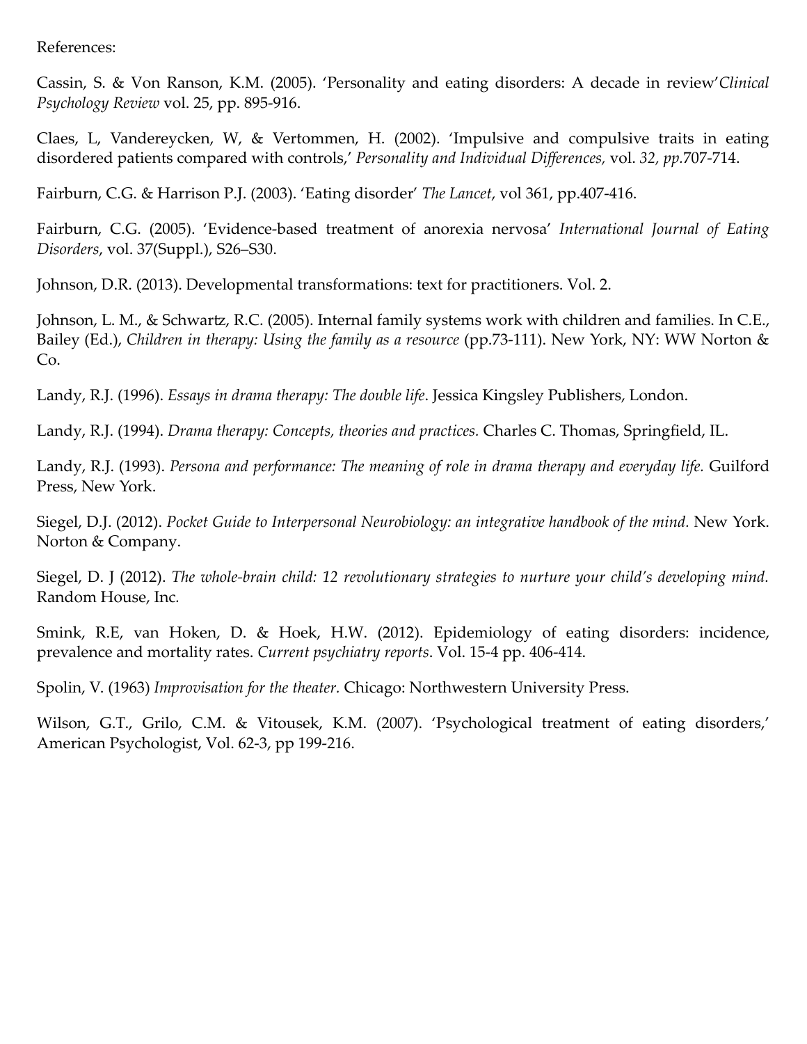References:

Cassin, S. & Von Ranson, K.M. (2005). 'Personality and eating disorders: A decade in review'*Clinical Psychology Review* vol. 25, pp. 895-916.

Claes, L, Vandereycken, W, & Vertommen, H. (2002). 'Impulsive and compulsive traits in eating disordered patients compared with controls,' *Personality and Individual Differences,* vol. *32, pp.*707-714.

Fairburn, C.G. & Harrison P.J. (2003). 'Eating disorder' *The Lancet*, vol 361, pp.407-416.

Fairburn, C.G. (2005). 'Evidence-based treatment of anorexia nervosa' *International Journal of Eating Disorders*, vol. 37(Suppl.), S26–S30.

Johnson, D.R. (2013). Developmental transformations: text for practitioners. Vol. 2.

Johnson, L. M., & Schwartz, R.C. (2005). Internal family systems work with children and families. In C.E., Bailey (Ed.), *Children in therapy: Using the family as a resource* (pp.73-111). New York, NY: WW Norton & Co.

Landy, R.J. (1996). *Essays in drama therapy: The double life*. Jessica Kingsley Publishers, London.

Landy, R.J. (1994). *Drama therapy: Concepts, theories and practices.* Charles C. Thomas, Springfield, IL.

Landy, R.J. (1993). *Persona and performance: The meaning of role in drama therapy and everyday life.* Guilford Press, New York.

Siegel, D.J. (2012). *Pocket Guide to Interpersonal Neurobiology: an integrative handbook of the mind.* New York. Norton & Company.

Siegel, D. J (2012). *The whole-brain child: 12 revolutionary strategies to nurture your child's developing mind.* Random House, Inc.

Smink, R.E, van Hoken, D. & Hoek, H.W. (2012). Epidemiology of eating disorders: incidence, prevalence and mortality rates. *Current psychiatry reports*. Vol. 15-4 pp. 406-414.

Spolin, V. (1963) *Improvisation for the theater.* Chicago: Northwestern University Press.

Wilson, G.T., Grilo, C.M. & Vitousek, K.M. (2007). 'Psychological treatment of eating disorders,' American Psychologist, Vol. 62-3, pp 199-216.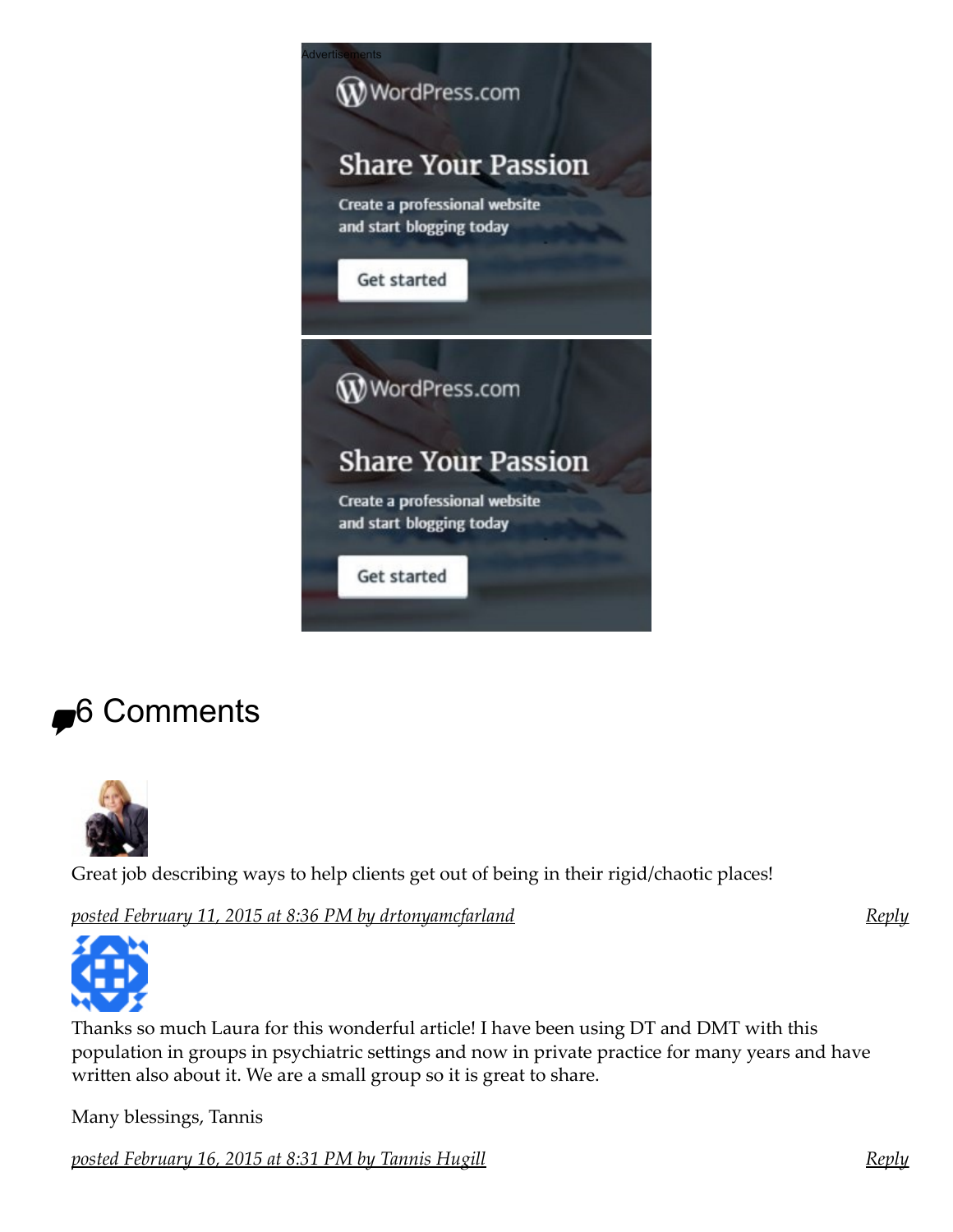Advertisements

WordPress.com

Share Your Passion

Create a professional website and start blogging today

Get started

WordPress.com

Share Your Passion

Create a professional website and start blogging today

Get started

## 6 Comments

Great job describing ways to help clients get out of being in their rigid/chaotic places!

*posted February 11, 2015 at 8:36 PM by drtonyamcfarland* — *Reply*

Thanks so much Laura for this wonderful article! I have been using DT and DMT with this population in groups in psychiatric settings and now in private practice for many years and have written also about it. We are a small group so it is great to share.

Many blessings, Tannis

*posted February 16, 2015 at 8:31 PM by Tannis Hugill* — *Reply*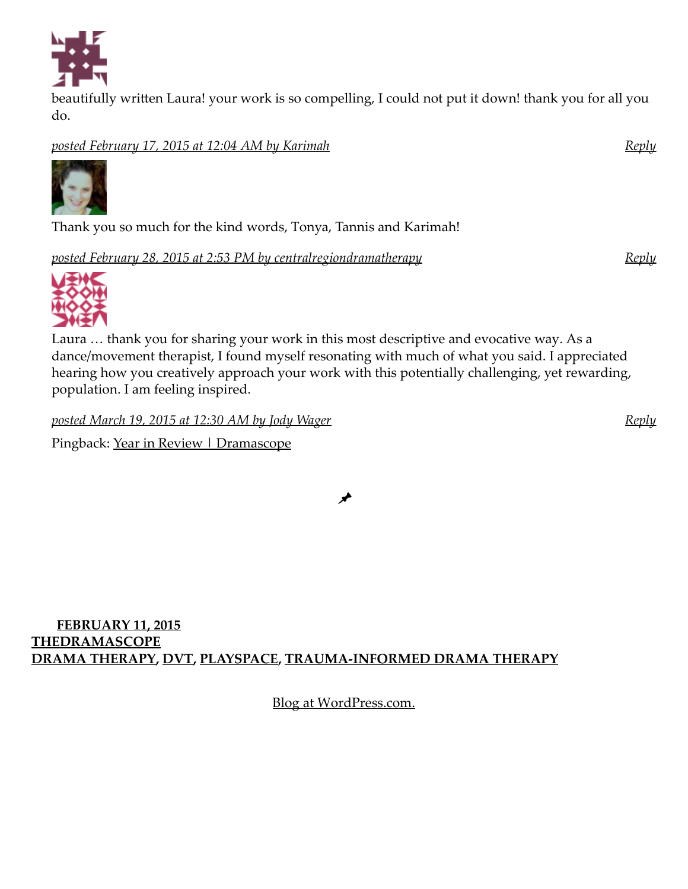beautifully written Laura! your work is so compelling, I could not put it down! thank you for all you do.

*posted February 17, 2015 at 12:04 AM by Karimah* *Reply*

Thank you so much for the kind words, Tonya, Tannis and Karimah!

*posted February 28, 2015 at 2:53 PM by centralregiondramatherapy* *Reply*

Laura … thank you for sharing your work in this most descriptive and evocative way. As a dance/movement therapist, I found myself resonating with much of what you said. I appreciated hearing how you creatively approach your work with this potentially challenging, yet rewarding, population. I am feeling inspired.

*posted March 19, 2015 at 12:30 AM by Jody Wager* *Reply*

Pingback: Year in Review | Dramascope

**FEBRUARY 11, 2015**
**THEDRAMASCOPE**
**DRAMA THERAPY, DVT, PLAYSPACE, TRAUMA-INFORMED DRAMA THERAPY**

Blog at WordPress.com.